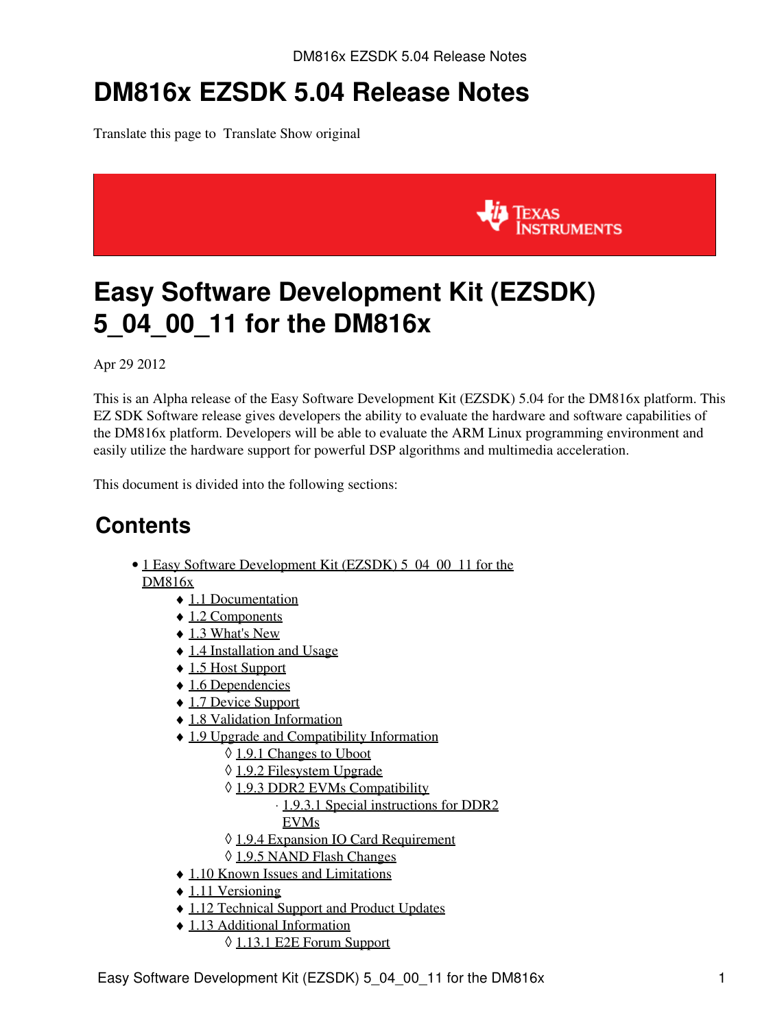# DM816x EZSDK 5.04 Release Notes

Translate this page to Translate Show original

# Easy Software Development Kit (EZSDK) 5_04_00_11 for the DM816x

Apr 29 2012

This is an Alpha release of the Easy Software Development Kit (EZSDK) 5.04 for the DM816x platform. This EZ SDK Software release gives developers the ability to evaluate the hardware and software capabilities of the DM816x platform. Developers will be able to evaluate the ARM Linux programming environment and easily utilize the hardware support for powerful DSP algorithms and multimedia acceleration.

This document is divided into the following sections:

## Contents

- 1 Easy Software Development Kit (EZSDK) 5_04_00_11 for the DM816x
  - 1.1 Documentation
  - 1.2 Components
  - 1.3 What's New
  - 1.4 Installation and Usage
  - 1.5 Host Support
  - 1.6 Dependencies
  - 1.7 Device Support
  - 1.8 Validation Information
  - 1.9 Upgrade and Compatibility Information
    - 1.9.1 Changes to Uboot
    - 1.9.2 Filesystem Upgrade
    - 1.9.3 DDR2 EVMs Compatibility
      - 1.9.3.1 Special instructions for DDR2 EVMs
    - 1.9.4 Expansion IO Card Requirement
    - 1.9.5 NAND Flash Changes
  - 1.10 Known Issues and Limitations
  - 1.11 Versioning
  - 1.12 Technical Support and Product Updates
  - 1.13 Additional Information
    - 1.13.1 E2E Forum Support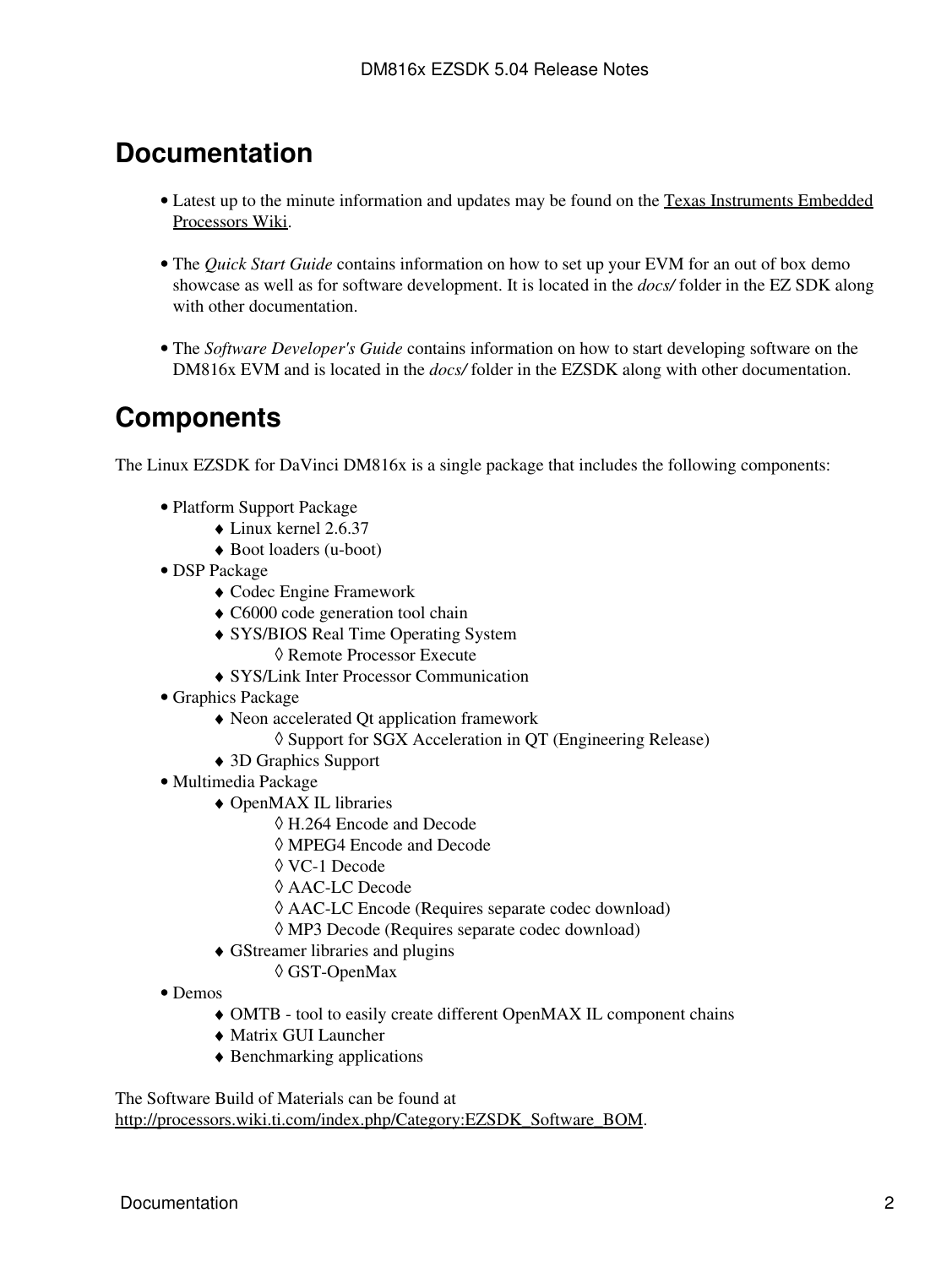## Documentation

- Latest up to the minute information and updates may be found on the Texas Instruments Embedded Processors Wiki.
- The *Quick Start Guide* contains information on how to set up your EVM for an out of box demo showcase as well as for software development. It is located in the *docs/* folder in the EZ SDK along with other documentation.
- The *Software Developer's Guide* contains information on how to start developing software on the DM816x EVM and is located in the *docs/* folder in the EZSDK along with other documentation.

## Components

The Linux EZSDK for DaVinci DM816x is a single package that includes the following components:

- Platform Support Package
    - Linux kernel 2.6.37
    - Boot loaders (u-boot)
- DSP Package
    - Codec Engine Framework
    - C6000 code generation tool chain
    - SYS/BIOS Real Time Operating System
        - Remote Processor Execute
    - SYS/Link Inter Processor Communication
- Graphics Package
    - Neon accelerated Qt application framework
        - Support for SGX Acceleration in QT (Engineering Release)
    - 3D Graphics Support
- Multimedia Package
    - OpenMAX IL libraries
        - H.264 Encode and Decode
        - MPEG4 Encode and Decode
        - VC-1 Decode
        - AAC-LC Decode
        - AAC-LC Encode (Requires separate codec download)
        - MP3 Decode (Requires separate codec download)
    - GStreamer libraries and plugins
        - GST-OpenMax
- Demos
    - OMTB - tool to easily create different OpenMAX IL component chains
    - Matrix GUI Launcher
    - Benchmarking applications

The Software Build of Materials can be found at http://processors.wiki.ti.com/index.php/Category:EZSDK_Software_BOM.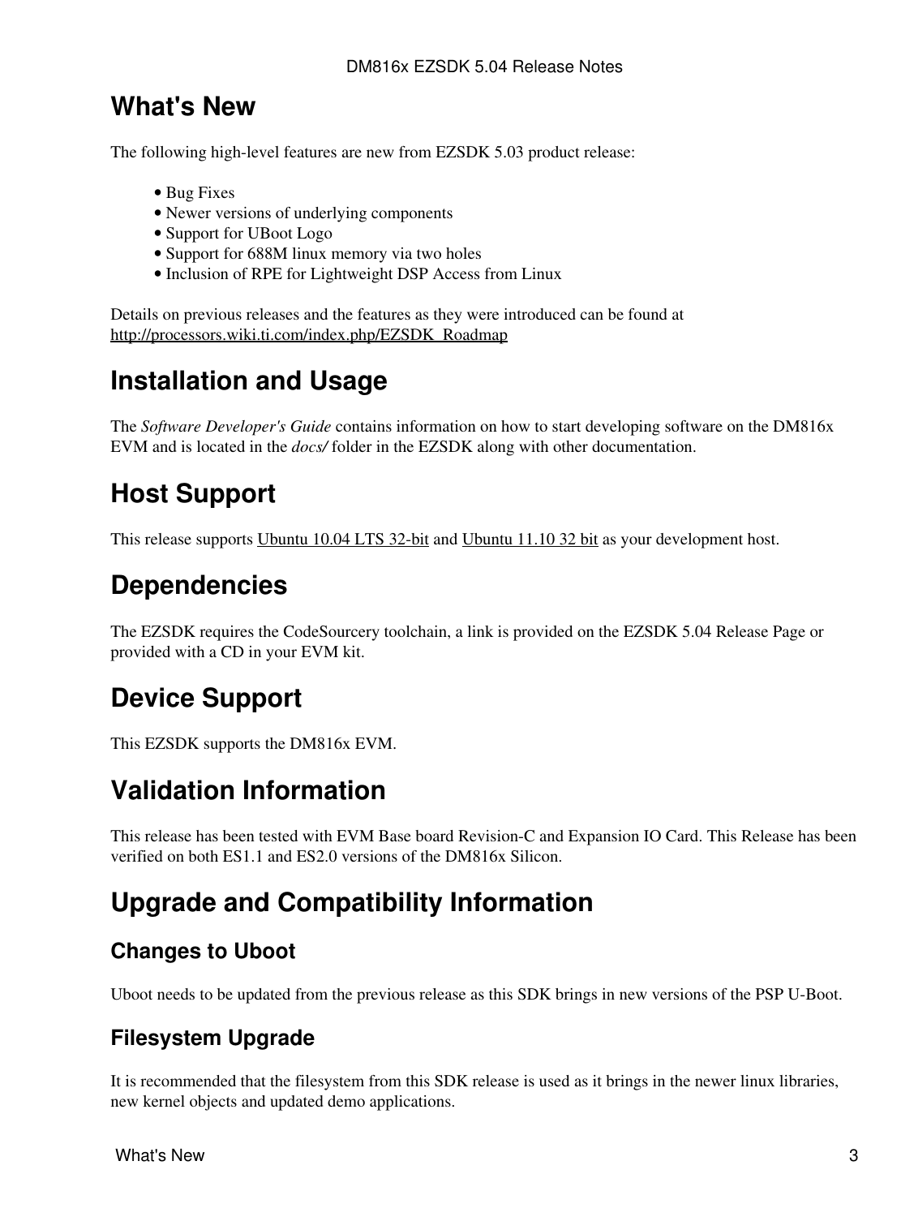# What's New

The following high-level features are new from EZSDK 5.03 product release:

- Bug Fixes
- Newer versions of underlying components
- Support for UBoot Logo
- Support for 688M linux memory via two holes
- Inclusion of RPE for Lightweight DSP Access from Linux

Details on previous releases and the features as they were introduced can be found at http://processors.wiki.ti.com/index.php/EZSDK_Roadmap

# Installation and Usage

The *Software Developer's Guide* contains information on how to start developing software on the DM816x EVM and is located in the *docs/* folder in the EZSDK along with other documentation.

# Host Support

This release supports Ubuntu 10.04 LTS 32-bit and Ubuntu 11.10 32 bit as your development host.

# Dependencies

The EZSDK requires the CodeSourcery toolchain, a link is provided on the EZSDK 5.04 Release Page or provided with a CD in your EVM kit.

# Device Support

This EZSDK supports the DM816x EVM.

# Validation Information

This release has been tested with EVM Base board Revision-C and Expansion IO Card. This Release has been verified on both ES1.1 and ES2.0 versions of the DM816x Silicon.

# Upgrade and Compatibility Information

## Changes to Uboot

Uboot needs to be updated from the previous release as this SDK brings in new versions of the PSP U-Boot.

## Filesystem Upgrade

It is recommended that the filesystem from this SDK release is used as it brings in the newer linux libraries, new kernel objects and updated demo applications.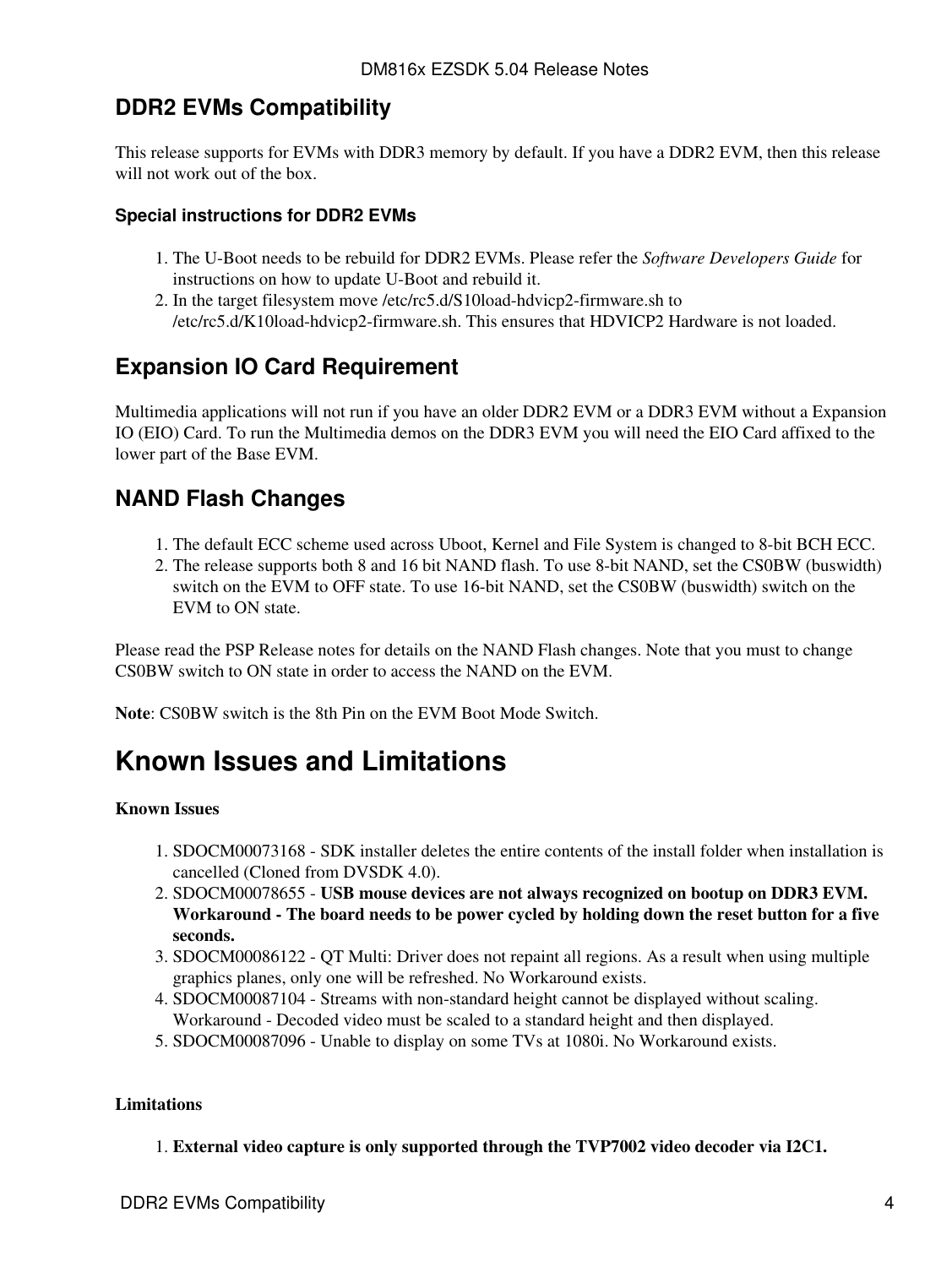## DDR2 EVMs Compatibility

This release supports for EVMs with DDR3 memory by default. If you have a DDR2 EVM, then this release will not work out of the box.

#### Special instructions for DDR2 EVMs

1. The U-Boot needs to be rebuild for DDR2 EVMs. Please refer the *Software Developers Guide* for instructions on how to update U-Boot and rebuild it.
2. In the target filesystem move /etc/rc5.d/S10load-hdvicp2-firmware.sh to /etc/rc5.d/K10load-hdvicp2-firmware.sh. This ensures that HDVICP2 Hardware is not loaded.

## Expansion IO Card Requirement

Multimedia applications will not run if you have an older DDR2 EVM or a DDR3 EVM without a Expansion IO (EIO) Card. To run the Multimedia demos on the DDR3 EVM you will need the EIO Card affixed to the lower part of the Base EVM.

## NAND Flash Changes

1. The default ECC scheme used across Uboot, Kernel and File System is changed to 8-bit BCH ECC.
2. The release supports both 8 and 16 bit NAND flash. To use 8-bit NAND, set the CS0BW (buswidth) switch on the EVM to OFF state. To use 16-bit NAND, set the CS0BW (buswidth) switch on the EVM to ON state.

Please read the PSP Release notes for details on the NAND Flash changes. Note that you must to change CS0BW switch to ON state in order to access the NAND on the EVM.

**Note**: CS0BW switch is the 8th Pin on the EVM Boot Mode Switch.

# Known Issues and Limitations

**Known Issues**

1. SDOCM00073168 - SDK installer deletes the entire contents of the install folder when installation is cancelled (Cloned from DVSDK 4.0).
2. SDOCM00078655 - **USB mouse devices are not always recognized on bootup on DDR3 EVM. Workaround - The board needs to be power cycled by holding down the reset button for a five seconds.**
3. SDOCM00086122 - QT Multi: Driver does not repaint all regions. As a result when using multiple graphics planes, only one will be refreshed. No Workaround exists.
4. SDOCM00087104 - Streams with non-standard height cannot be displayed without scaling. Workaround - Decoded video must be scaled to a standard height and then displayed.
5. SDOCM00087096 - Unable to display on some TVs at 1080i. No Workaround exists.

**Limitations**

1. **External video capture is only supported through the TVP7002 video decoder via I2C1.**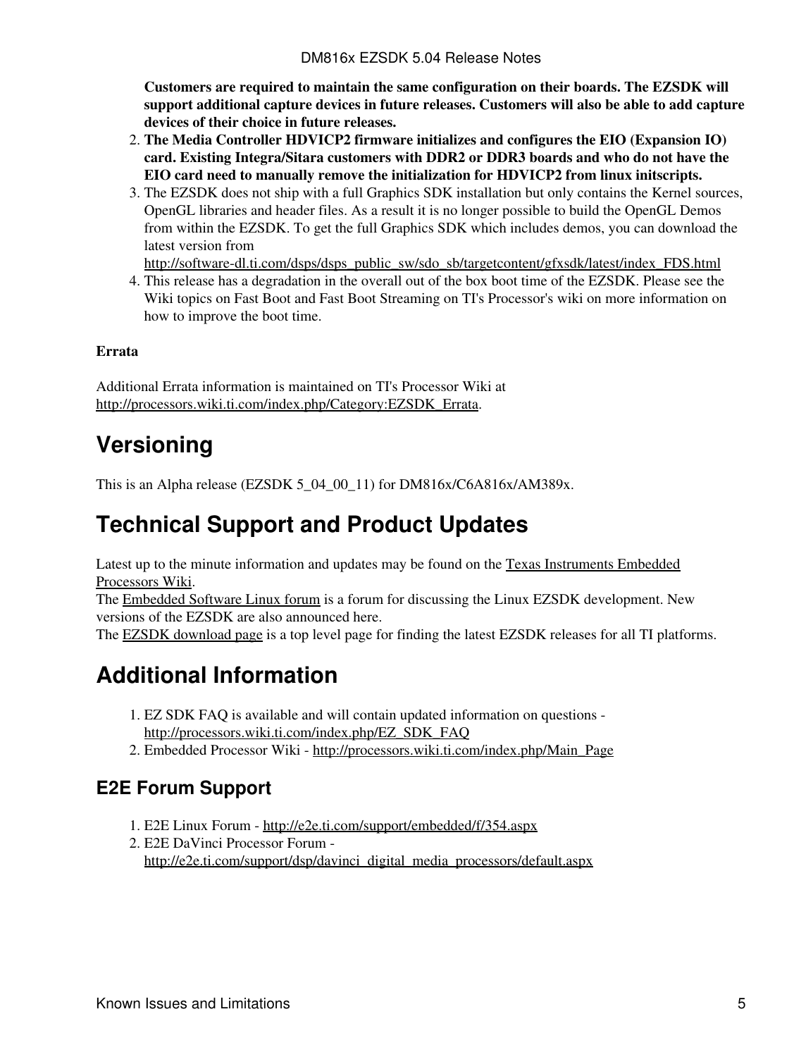**Customers are required to maintain the same configuration on their boards. The EZSDK will support additional capture devices in future releases. Customers will also be able to add capture devices of their choice in future releases.**

2. **The Media Controller HDVICP2 firmware initializes and configures the EIO (Expansion IO) card. Existing Integra/Sitara customers with DDR2 or DDR3 boards and who do not have the EIO card need to manually remove the initialization for HDVICP2 from linux initscripts.**
3. The EZSDK does not ship with a full Graphics SDK installation but only contains the Kernel sources, OpenGL libraries and header files. As a result it is no longer possible to build the OpenGL Demos from within the EZSDK. To get the full Graphics SDK which includes demos, you can download the latest version from http://software-dl.ti.com/dsps/dsps_public_sw/sdo_sb/targetcontent/gfxsdk/latest/index_FDS.html
4. This release has a degradation in the overall out of the box boot time of the EZSDK. Please see the Wiki topics on Fast Boot and Fast Boot Streaming on TI's Processor's wiki on more information on how to improve the boot time.

**Errata**

Additional Errata information is maintained on TI's Processor Wiki at http://processors.wiki.ti.com/index.php/Category:EZSDK_Errata.

# Versioning

This is an Alpha release (EZSDK 5_04_00_11) for DM816x/C6A816x/AM389x.

# Technical Support and Product Updates

Latest up to the minute information and updates may be found on the Texas Instruments Embedded Processors Wiki.
The Embedded Software Linux forum is a forum for discussing the Linux EZSDK development. New versions of the EZSDK are also announced here.
The EZSDK download page is a top level page for finding the latest EZSDK releases for all TI platforms.

# Additional Information

1. EZ SDK FAQ is available and will contain updated information on questions - http://processors.wiki.ti.com/index.php/EZ_SDK_FAQ
2. Embedded Processor Wiki - http://processors.wiki.ti.com/index.php/Main_Page

## E2E Forum Support

1. E2E Linux Forum - http://e2e.ti.com/support/embedded/f/354.aspx
2. E2E DaVinci Processor Forum - http://e2e.ti.com/support/dsp/davinci_digital_media_processors/default.aspx